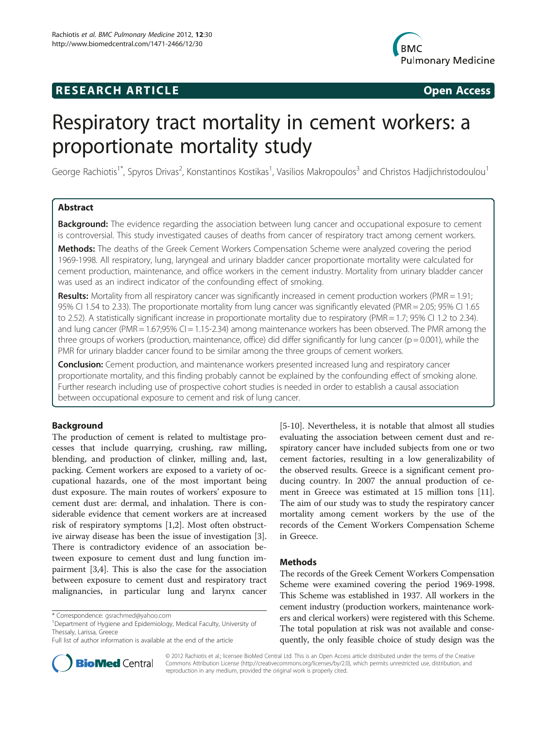# RESEARCH ARTICLE

Open Access

# Respiratory tract mortality in cement workers: a proportionate mortality study

George Rachiotis[1*], Spyros Drivas[2], Konstantinos Kostikas[1], Vasilios Makropoulos[3] and Christos Hadjichristodoulou[1]

## Abstract

**Background:** The evidence regarding the association between lung cancer and occupational exposure to cement is controversial. This study investigated causes of deaths from cancer of respiratory tract among cement workers.

**Methods:** The deaths of the Greek Cement Workers Compensation Scheme were analyzed covering the period 1969-1998. All respiratory, lung, laryngeal and urinary bladder cancer proportionate mortality were calculated for cement production, maintenance, and office workers in the cement industry. Mortality from urinary bladder cancer was used as an indirect indicator of the confounding effect of smoking.

**Results:** Mortality from all respiratory cancer was significantly increased in cement production workers (PMR = 1.91; 95% CI 1.54 to 2.33). The proportionate mortality from lung cancer was significantly elevated (PMR = 2.05; 95% CI 1.65 to 2.52). A statistically significant increase in proportionate mortality due to respiratory (PMR = 1.7; 95% CI 1.2 to 2.34). and lung cancer (PMR = 1.67;95% CI = 1.15-2.34) among maintenance workers has been observed. The PMR among the three groups of workers (production, maintenance, office) did differ significantly for lung cancer ($p = 0.001$), while the PMR for urinary bladder cancer found to be similar among the three groups of cement workers.

**Conclusion:** Cement production, and maintenance workers presented increased lung and respiratory cancer proportionate mortality, and this finding probably cannot be explained by the confounding effect of smoking alone. Further research including use of prospective cohort studies is needed in order to establish a causal association between occupational exposure to cement and risk of lung cancer.

## Background

The production of cement is related to multistage processes that include quarrying, crushing, raw milling, blending, and production of clinker, milling and, last, packing. Cement workers are exposed to a variety of occupational hazards, one of the most important being dust exposure. The main routes of workers' exposure to cement dust are: dermal, and inhalation. There is considerable evidence that cement workers are at increased risk of respiratory symptoms [1,2]. Most often obstructive airway disease has been the issue of investigation [3]. There is contradictory evidence of an association between exposure to cement dust and lung function impairment [3,4]. This is also the case for the association between exposure to cement dust and respiratory tract malignancies, in particular lung and larynx cancer [5-10]. Nevertheless, it is notable that almost all studies evaluating the association between cement dust and respiratory cancer have included subjects from one or two cement factories, resulting in a low generalizability of the observed results. Greece is a significant cement producing country. In 2007 the annual production of cement in Greece was estimated at 15 million tons [11]. The aim of our study was to study the respiratory cancer mortality among cement workers by the use of the records of the Cement Workers Compensation Scheme in Greece.

## Methods

The records of the Greek Cement Workers Compensation Scheme were examined covering the period 1969-1998. This Scheme was established in 1937. All workers in the cement industry (production workers, maintenance workers and clerical workers) were registered with this Scheme. The total population at risk was not available and consequently, the only feasible choice of study design was the

\* Correspondence: gsrachmed@yahoo.com
[1]Department of Hygiene and Epidemiology, Medical Faculty, University of Thessaly, Larissa, Greece
Full list of author information is available at the end of the article

© 2012 Rachiotis et al.; licensee BioMed Central Ltd. This is an Open Access article distributed under the terms of the Creative Commons Attribution License (http://creativecommons.org/licenses/by/2.0), which permits unrestricted use, distribution, and reproduction in any medium, provided the original work is properly cited.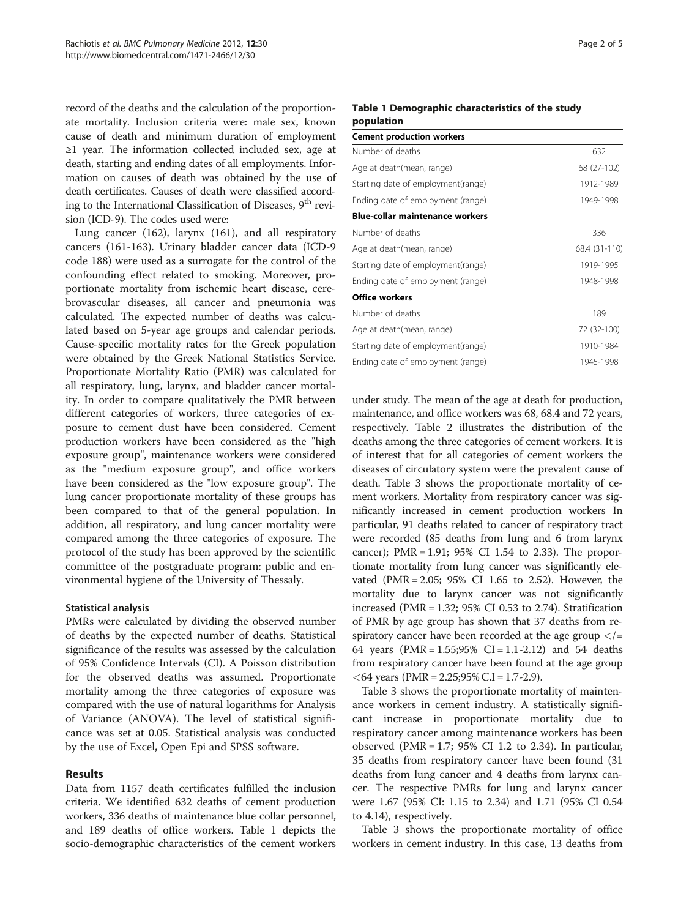record of the deaths and the calculation of the proportionate mortality. Inclusion criteria were: male sex, known cause of death and minimum duration of employment ≥1 year. The information collected included sex, age at death, starting and ending dates of all employments. Information on causes of death was obtained by the use of death certificates. Causes of death were classified according to the International Classification of Diseases, 9th revision (ICD-9). The codes used were:

Lung cancer (162), larynx (161), and all respiratory cancers (161-163). Urinary bladder cancer data (ICD-9 code 188) were used as a surrogate for the control of the confounding effect related to smoking. Moreover, proportionate mortality from ischemic heart disease, cerebrovascular diseases, all cancer and pneumonia was calculated. The expected number of deaths was calculated based on 5-year age groups and calendar periods. Cause-specific mortality rates for the Greek population were obtained by the Greek National Statistics Service. Proportionate Mortality Ratio (PMR) was calculated for all respiratory, lung, larynx, and bladder cancer mortality. In order to compare qualitatively the PMR between different categories of workers, three categories of exposure to cement dust have been considered. Cement production workers have been considered as the "high exposure group", maintenance workers were considered as the "medium exposure group", and office workers have been considered as the "low exposure group". The lung cancer proportionate mortality of these groups has been compared to that of the general population. In addition, all respiratory, and lung cancer mortality were compared among the three categories of exposure. The protocol of the study has been approved by the scientific committee of the postgraduate program: public and environmental hygiene of the University of Thessaly.

### Statistical analysis

PMRs were calculated by dividing the observed number of deaths by the expected number of deaths. Statistical significance of the results was assessed by the calculation of 95% Confidence Intervals (CI). A Poisson distribution for the observed deaths was assumed. Proportionate mortality among the three categories of exposure was compared with the use of natural logarithms for Analysis of Variance (ANOVA). The level of statistical significance was set at 0.05. Statistical analysis was conducted by the use of Excel, Open Epi and SPSS software.

## Results

Data from 1157 death certificates fulfilled the inclusion criteria. We identified 632 deaths of cement production workers, 336 deaths of maintenance blue collar personnel, and 189 deaths of office workers. Table 1 depicts the socio-demographic characteristics of the cement workers under study. The mean of the age at death for production, maintenance, and office workers was 68, 68.4 and 72 years, respectively. Table 2 illustrates the distribution of the deaths among the three categories of cement workers. It is of interest that for all categories of cement workers the diseases of circulatory system were the prevalent cause of death. Table 3 shows the proportionate mortality of cement workers. Mortality from respiratory cancer was significantly increased in cement production workers In particular, 91 deaths related to cancer of respiratory tract were recorded (85 deaths from lung and 6 from larynx cancer); PMR = 1.91; 95% CI 1.54 to 2.33). The proportionate mortality from lung cancer was significantly elevated (PMR = 2.05; 95% CI 1.65 to 2.52). However, the mortality due to larynx cancer was not significantly increased (PMR = 1.32; 95% CI 0.53 to 2.74). Stratification of PMR by age group has shown that 37 deaths from respiratory cancer have been recorded at the age group </= 64 years (PMR = 1.55;95% CI = 1.1-2.12) and 54 deaths from respiratory cancer have been found at the age group <64 years (PMR = 2.25;95% C.I = 1.7-2.9).

Table 3 shows the proportionate mortality of maintenance workers in cement industry. A statistically significant increase in proportionate mortality due to respiratory cancer among maintenance workers has been observed (PMR = 1.7; 95% CI 1.2 to 2.34). In particular, 35 deaths from respiratory cancer have been found (31 deaths from lung cancer and 4 deaths from larynx cancer. The respective PMRs for lung and larynx cancer were 1.67 (95% CI: 1.15 to 2.34) and 1.71 (95% CI 0.54 to 4.14), respectively.

Table 3 shows the proportionate mortality of office workers in cement industry. In this case, 13 deaths from

**Table 1 Demographic characteristics of the study population**

| **Cement production workers** | |
|---|---|
| Number of deaths | 632 |
| Age at death(mean, range) | 68 (27-102) |
| Starting date of employment(range) | 1912-1989 |
| Ending date of employment (range) | 1949-1998 |
| **Blue-collar maintenance workers** | |
| Number of deaths | 336 |
| Age at death(mean, range) | 68.4 (31-110) |
| Starting date of employment(range) | 1919-1995 |
| Ending date of employment (range) | 1948-1998 |
| **Office workers** | |
| Number of deaths | 189 |
| Age at death(mean, range) | 72 (32-100) |
| Starting date of employment(range) | 1910-1984 |
| Ending date of employment (range) | 1945-1998 |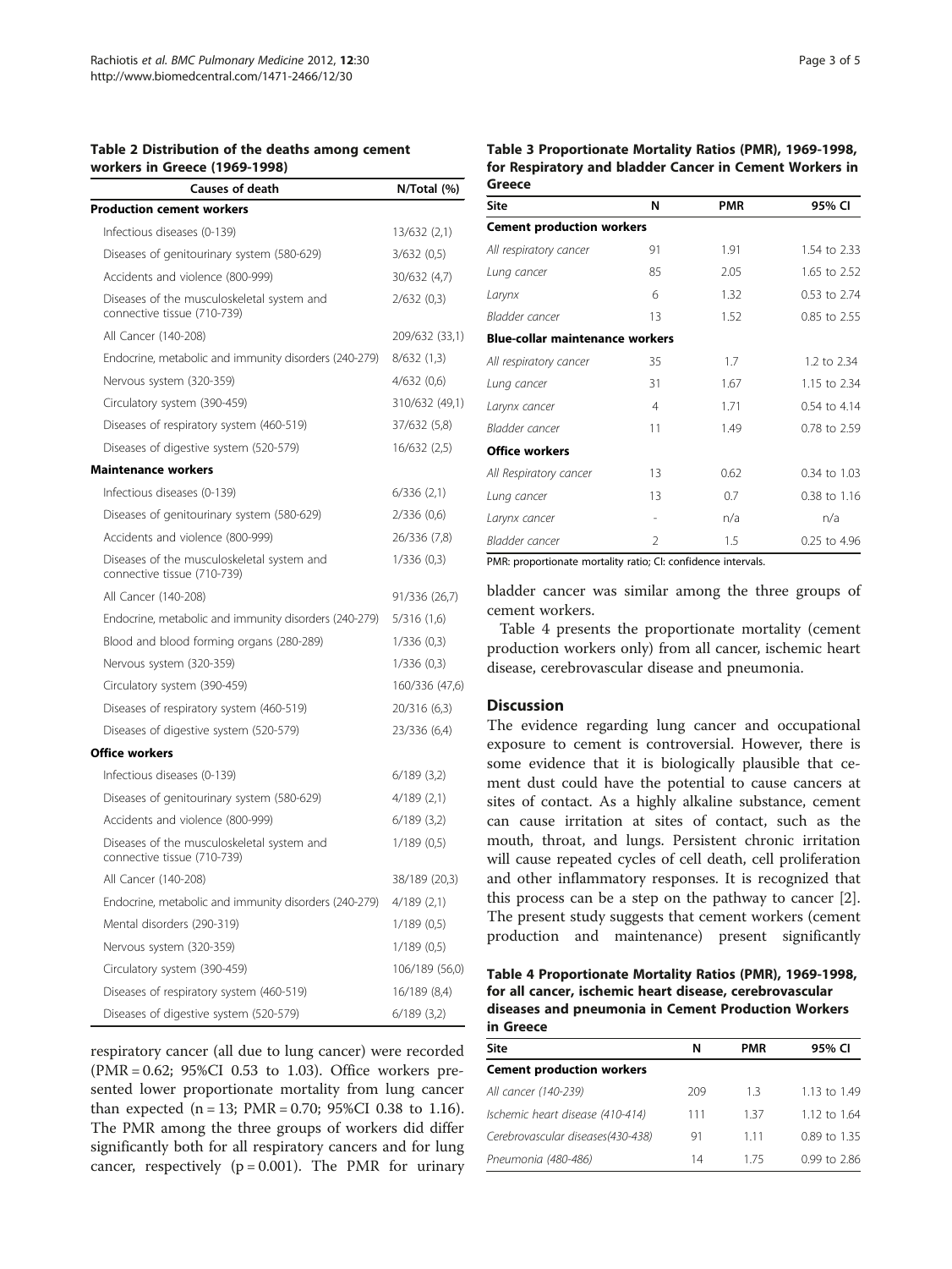**Table 2 Distribution of the deaths among cement workers in Greece (1969-1998)**

| Causes of death | N/Total (%) |
|---|---|
| **Production cement workers** | |
| Infectious diseases (0-139) | 13/632 (2,1) |
| Diseases of genitourinary system (580-629) | 3/632 (0,5) |
| Accidents and violence (800-999) | 30/632 (4,7) |
| Diseases of the musculoskeletal system and connective tissue (710-739) | 2/632 (0,3) |
| All Cancer (140-208) | 209/632 (33,1) |
| Endocrine, metabolic and immunity disorders (240-279) | 8/632 (1,3) |
| Nervous system (320-359) | 4/632 (0,6) |
| Circulatory system (390-459) | 310/632 (49,1) |
| Diseases of respiratory system (460-519) | 37/632 (5,8) |
| Diseases of digestive system (520-579) | 16/632 (2,5) |
| **Maintenance workers** | |
| Infectious diseases (0-139) | 6/336 (2,1) |
| Diseases of genitourinary system (580-629) | 2/336 (0,6) |
| Accidents and violence (800-999) | 26/336 (7,8) |
| Diseases of the musculoskeletal system and connective tissue (710-739) | 1/336 (0,3) |
| All Cancer (140-208) | 91/336 (26,7) |
| Endocrine, metabolic and immunity disorders (240-279) | 5/316 (1,6) |
| Blood and blood forming organs (280-289) | 1/336 (0,3) |
| Nervous system (320-359) | 1/336 (0,3) |
| Circulatory system (390-459) | 160/336 (47,6) |
| Diseases of respiratory system (460-519) | 20/316 (6,3) |
| Diseases of digestive system (520-579) | 23/336 (6,4) |
| **Office workers** | |
| Infectious diseases (0-139) | 6/189 (3,2) |
| Diseases of genitourinary system (580-629) | 4/189 (2,1) |
| Accidents and violence (800-999) | 6/189 (3,2) |
| Diseases of the musculoskeletal system and connective tissue (710-739) | 1/189 (0,5) |
| All Cancer (140-208) | 38/189 (20,3) |
| Endocrine, metabolic and immunity disorders (240-279) | 4/189 (2,1) |
| Mental disorders (290-319) | 1/189 (0,5) |
| Nervous system (320-359) | 1/189 (0,5) |
| Circulatory system (390-459) | 106/189 (56,0) |
| Diseases of respiratory system (460-519) | 16/189 (8,4) |
| Diseases of digestive system (520-579) | 6/189 (3,2) |

respiratory cancer (all due to lung cancer) were recorded (PMR = 0.62; 95%CI 0.53 to 1.03). Office workers presented lower proportionate mortality from lung cancer than expected (n = 13; PMR = 0.70; 95%CI 0.38 to 1.16). The PMR among the three groups of workers did differ significantly both for all respiratory cancers and for lung cancer, respectively (p = 0.001). The PMR for urinary bladder cancer was similar among the three groups of cement workers.

**Table 3 Proportionate Mortality Ratios (PMR), 1969-1998, for Respiratory and bladder Cancer in Cement Workers in Greece**

| Site | N | PMR | 95% CI |
|---|---|---|---|
| **Cement production workers** | | | |
| *All respiratory cancer* | 91 | 1.91 | 1.54 to 2.33 |
| *Lung cancer* | 85 | 2.05 | 1.65 to 2.52 |
| *Larynx* | 6 | 1.32 | 0.53 to 2.74 |
| *Bladder cancer* | 13 | 1.52 | 0.85 to 2.55 |
| **Blue-collar maintenance workers** | | | |
| *All respiratory cancer* | 35 | 1.7 | 1.2 to 2.34 |
| *Lung cancer* | 31 | 1.67 | 1.15 to 2.34 |
| *Larynx cancer* | 4 | 1.71 | 0.54 to 4.14 |
| *Bladder cancer* | 11 | 1.49 | 0.78 to 2.59 |
| **Office workers** | | | |
| *All Respiratory cancer* | 13 | 0.62 | 0.34 to 1.03 |
| *Lung cancer* | 13 | 0.7 | 0.38 to 1.16 |
| *Larynx cancer* | - | n/a | n/a |
| *Bladder cancer* | 2 | 1.5 | 0.25 to 4.96 |

PMR: proportionate mortality ratio; CI: confidence intervals.

Table 4 presents the proportionate mortality (cement production workers only) from all cancer, ischemic heart disease, cerebrovascular disease and pneumonia.

## Discussion

The evidence regarding lung cancer and occupational exposure to cement is controversial. However, there is some evidence that it is biologically plausible that cement dust could have the potential to cause cancers at sites of contact. As a highly alkaline substance, cement can cause irritation at sites of contact, such as the mouth, throat, and lungs. Persistent chronic irritation will cause repeated cycles of cell death, cell proliferation and other inflammatory responses. It is recognized that this process can be a step on the pathway to cancer [2]. The present study suggests that cement workers (cement production and maintenance) present significantly

**Table 4 Proportionate Mortality Ratios (PMR), 1969-1998, for all cancer, ischemic heart disease, cerebrovascular diseases and pneumonia in Cement Production Workers in Greece**

| Site | N | PMR | 95% CI |
|---|---|---|---|
| **Cement production workers** | | | |
| *All cancer (140-239)* | 209 | 1.3 | 1.13 to 1.49 |
| *Ischemic heart disease (410-414)* | 111 | 1.37 | 1.12 to 1.64 |
| *Cerebrovascular diseases(430-438)* | 91 | 1.11 | 0.89 to 1.35 |
| *Pneumonia (480-486)* | 14 | 1.75 | 0.99 to 2.86 |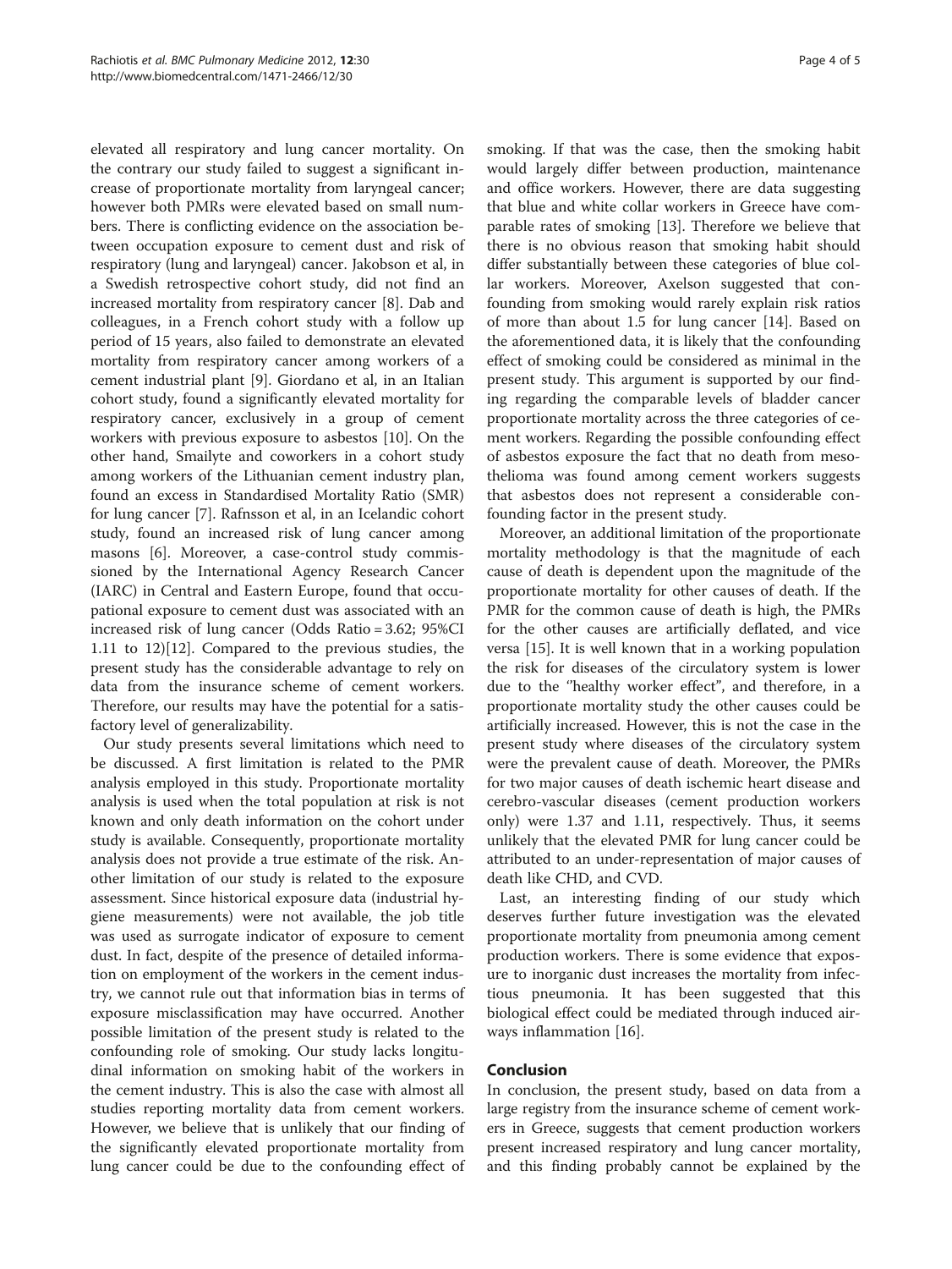elevated all respiratory and lung cancer mortality. On the contrary our study failed to suggest a significant increase of proportionate mortality from laryngeal cancer; however both PMRs were elevated based on small numbers. There is conflicting evidence on the association between occupation exposure to cement dust and risk of respiratory (lung and laryngeal) cancer. Jakobson et al, in a Swedish retrospective cohort study, did not find an increased mortality from respiratory cancer [8]. Dab and colleagues, in a French cohort study with a follow up period of 15 years, also failed to demonstrate an elevated mortality from respiratory cancer among workers of a cement industrial plant [9]. Giordano et al, in an Italian cohort study, found a significantly elevated mortality for respiratory cancer, exclusively in a group of cement workers with previous exposure to asbestos [10]. On the other hand, Smailyte and coworkers in a cohort study among workers of the Lithuanian cement industry plan, found an excess in Standardised Mortality Ratio (SMR) for lung cancer [7]. Rafnsson et al, in an Icelandic cohort study, found an increased risk of lung cancer among masons [6]. Moreover, a case-control study commissioned by the International Agency Research Cancer (IARC) in Central and Eastern Europe, found that occupational exposure to cement dust was associated with an increased risk of lung cancer (Odds Ratio = 3.62; 95%CI 1.11 to 12)[12]. Compared to the previous studies, the present study has the considerable advantage to rely on data from the insurance scheme of cement workers. Therefore, our results may have the potential for a satisfactory level of generalizability.

Our study presents several limitations which need to be discussed. A first limitation is related to the PMR analysis employed in this study. Proportionate mortality analysis is used when the total population at risk is not known and only death information on the cohort under study is available. Consequently, proportionate mortality analysis does not provide a true estimate of the risk. Another limitation of our study is related to the exposure assessment. Since historical exposure data (industrial hygiene measurements) were not available, the job title was used as surrogate indicator of exposure to cement dust. In fact, despite of the presence of detailed information on employment of the workers in the cement industry, we cannot rule out that information bias in terms of exposure misclassification may have occurred. Another possible limitation of the present study is related to the confounding role of smoking. Our study lacks longitudinal information on smoking habit of the workers in the cement industry. This is also the case with almost all studies reporting mortality data from cement workers. However, we believe that is unlikely that our finding of the significantly elevated proportionate mortality from lung cancer could be due to the confounding effect of smoking. If that was the case, then the smoking habit would largely differ between production, maintenance and office workers. However, there are data suggesting that blue and white collar workers in Greece have comparable rates of smoking [13]. Therefore we believe that there is no obvious reason that smoking habit should differ substantially between these categories of blue collar workers. Moreover, Axelson suggested that confounding from smoking would rarely explain risk ratios of more than about 1.5 for lung cancer [14]. Based on the aforementioned data, it is likely that the confounding effect of smoking could be considered as minimal in the present study. This argument is supported by our finding regarding the comparable levels of bladder cancer proportionate mortality across the three categories of cement workers. Regarding the possible confounding effect of asbestos exposure the fact that no death from mesothelioma was found among cement workers suggests that asbestos does not represent a considerable confounding factor in the present study.

Moreover, an additional limitation of the proportionate mortality methodology is that the magnitude of each cause of death is dependent upon the magnitude of the proportionate mortality for other causes of death. If the PMR for the common cause of death is high, the PMRs for the other causes are artificially deflated, and vice versa [15]. It is well known that in a working population the risk for diseases of the circulatory system is lower due to the "healthy worker effect", and therefore, in a proportionate mortality study the other causes could be artificially increased. However, this is not the case in the present study where diseases of the circulatory system were the prevalent cause of death. Moreover, the PMRs for two major causes of death ischemic heart disease and cerebro-vascular diseases (cement production workers only) were 1.37 and 1.11, respectively. Thus, it seems unlikely that the elevated PMR for lung cancer could be attributed to an under-representation of major causes of death like CHD, and CVD.

Last, an interesting finding of our study which deserves further future investigation was the elevated proportionate mortality from pneumonia among cement production workers. There is some evidence that exposure to inorganic dust increases the mortality from infectious pneumonia. It has been suggested that this biological effect could be mediated through induced airways inflammation [16].

## Conclusion

In conclusion, the present study, based on data from a large registry from the insurance scheme of cement workers in Greece, suggests that cement production workers present increased respiratory and lung cancer mortality, and this finding probably cannot be explained by the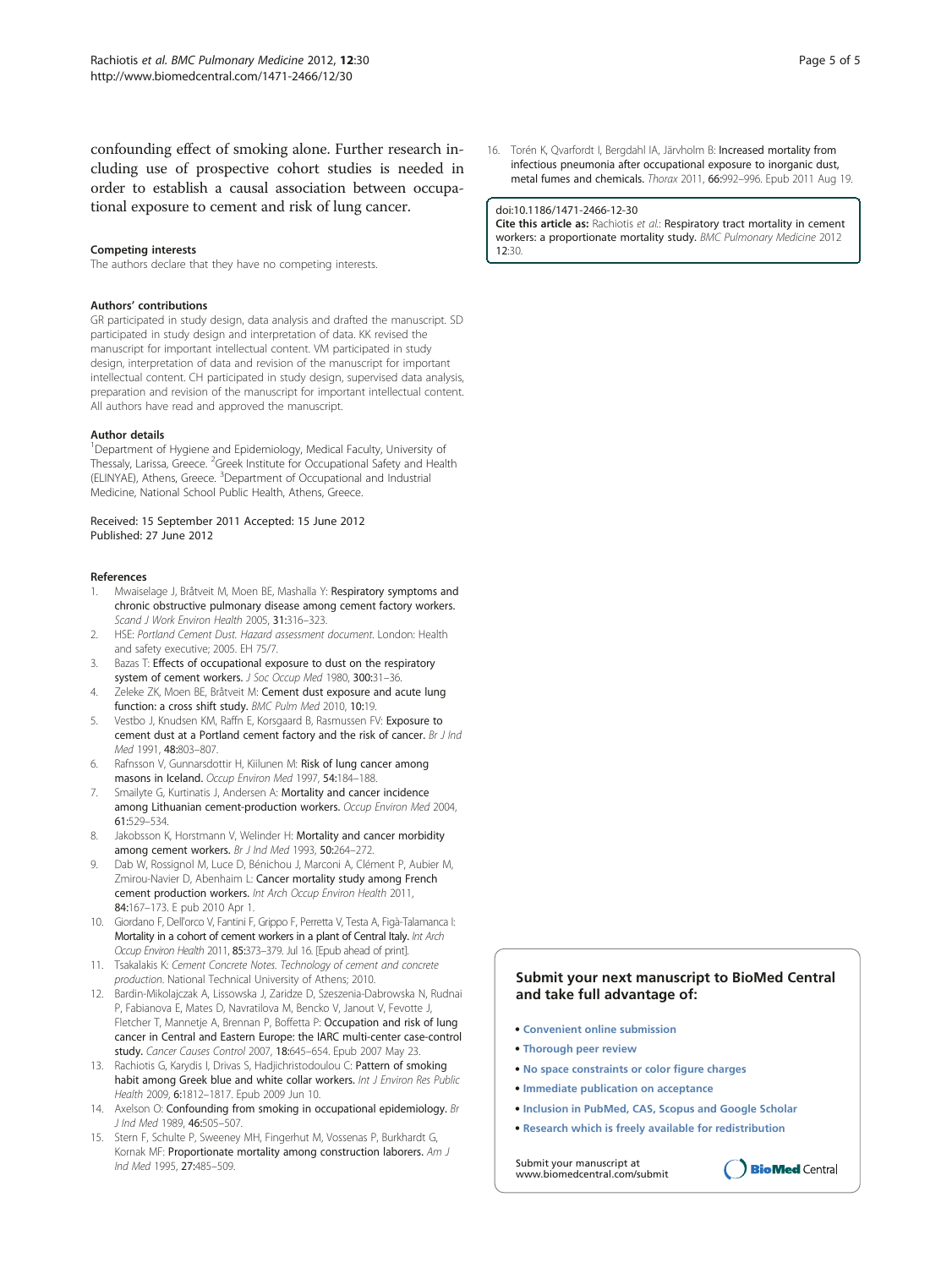confounding effect of smoking alone. Further research including use of prospective cohort studies is needed in order to establish a causal association between occupational exposure to cement and risk of lung cancer.

### Competing interests

The authors declare that they have no competing interests.

### Authors' contributions

GR participated in study design, data analysis and drafted the manuscript. SD participated in study design and interpretation of data. KK revised the manuscript for important intellectual content. VM participated in study design, interpretation of data and revision of the manuscript for important intellectual content. CH participated in study design, supervised data analysis, preparation and revision of the manuscript for important intellectual content. All authors have read and approved the manuscript.

### Author details

[1]Department of Hygiene and Epidemiology, Medical Faculty, University of Thessaly, Larissa, Greece. [2]Greek Institute for Occupational Safety and Health (ELINYAE), Athens, Greece. [3]Department of Occupational and Industrial Medicine, National School Public Health, Athens, Greece.

Received: 15 September 2011 Accepted: 15 June 2012
Published: 27 June 2012

### References

1. Mwaiselage J, Bråtveit M, Moen BE, Mashalla Y: **Respiratory symptoms and chronic obstructive pulmonary disease among cement factory workers.** *Scand J Work Environ Health* 2005, **31:**316–323.
2. HSE: *Portland Cement Dust. Hazard assessment document*. London: Health and safety executive; 2005. EH 75/7.
3. Bazas T: **Effects of occupational exposure to dust on the respiratory system of cement workers.** *J Soc Occup Med* 1980, **300:**31–36.
4. Zeleke ZK, Moen BE, Bråtveit M: **Cement dust exposure and acute lung function: a cross shift study.** *BMC Pulm Med* 2010, **10:**19.
5. Vestbo J, Knudsen KM, Raffn E, Korsgaard B, Rasmussen FV: **Exposure to cement dust at a Portland cement factory and the risk of cancer.** *Br J Ind Med* 1991, **48:**803–807.
6. Rafnsson V, Gunnarsdottir H, Kiilunen M: **Risk of lung cancer among masons in Iceland.** *Occup Environ Med* 1997, **54:**184–188.
7. Smailyte G, Kurtinatis J, Andersen A: **Mortality and cancer incidence among Lithuanian cement-production workers.** *Occup Environ Med* 2004, **61:**529–534.
8. Jakobsson K, Horstmann V, Welinder H: **Mortality and cancer morbidity among cement workers.** *Br J Ind Med* 1993, **50:**264–272.
9. Dab W, Rossignol M, Luce D, Bénichou J, Marconi A, Clément P, Aubier M, Zmirou-Navier D, Abenhaim L: **Cancer mortality study among French cement production workers.** *Int Arch Occup Environ Health* 2011, **84:**167–173. E pub 2010 Apr 1.
10. Giordano F, Dell'orco V, Fantini F, Grippo F, Perretta V, Testa A, Figà-Talamanca I: **Mortality in a cohort of cement workers in a plant of Central Italy.** *Int Arch Occup Environ Health* 2011, **85:**373–379. Jul 16. [Epub ahead of print].
11. Tsakalakis K: *Cement Concrete Notes. Technology of cement and concrete production*. National Technical University of Athens; 2010.
12. Bardin-Mikolajczak A, Lissowska J, Zaridze D, Szeszenia-Dabrowska N, Rudnai P, Fabianova E, Mates D, Navratilova M, Bencko V, Janout V, Fevotte J, Fletcher T, Mannetje A, Brennan P, Boffetta P: **Occupation and risk of lung cancer in Central and Eastern Europe: the IARC multi-center case-control study.** *Cancer Causes Control* 2007, **18:**645–654. Epub 2007 May 23.
13. Rachiotis G, Karydis I, Drivas S, Hadjichristodoulou C: **Pattern of smoking habit among Greek blue and white collar workers.** *Int J Environ Res Public Health* 2009, **6:**1812–1817. Epub 2009 Jun 10.
14. Axelson O: **Confounding from smoking in occupational epidemiology.** *Br J Ind Med* 1989, **46:**505–507.
15. Stern F, Schulte P, Sweeney MH, Fingerhut M, Vossenas P, Burkhardt G, Kornak MF: **Proportionate mortality among construction laborers.** *Am J Ind Med* 1995, **27:**485–509.
16. Torén K, Qvarfordt I, Bergdahl IA, Järvholm B: **Increased mortality from infectious pneumonia after occupational exposure to inorganic dust, metal fumes and chemicals.** *Thorax* 2011, **66:**992–996. Epub 2011 Aug 19.

doi:10.1186/1471-2466-12-30
**Cite this article as:** Rachiotis *et al.*: Respiratory tract mortality in cement workers: a proportionate mortality study. *BMC Pulmonary Medicine* 2012 12:30.

**Submit your next manuscript to BioMed Central and take full advantage of:**

- **Convenient online submission**
- **Thorough peer review**
- **No space constraints or color figure charges**
- **Immediate publication on acceptance**
- **Inclusion in PubMed, CAS, Scopus and Google Scholar**
- **Research which is freely available for redistribution**

Submit your manuscript at
www.biomedcentral.com/submit

BioMed Central